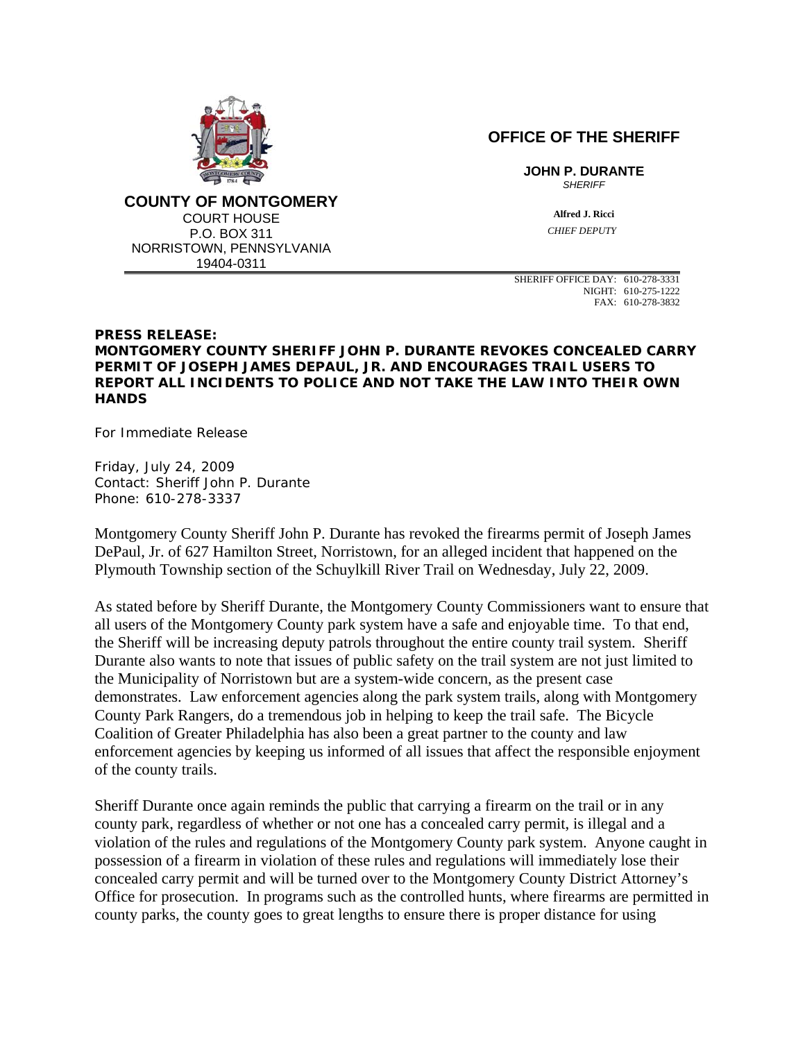**COUNTY OF MONTGOMERY**
COURT HOUSE
P.O. BOX 311
NORRISTOWN, PENNSYLVANIA
19404-0311

**OFFICE OF THE SHERIFF**

**JOHN P. DURANTE**
*SHERIFF*

**Alfred J. Ricci**
*CHIEF DEPUTY*

SHERIFF OFFICE DAY: 610-278-3331
NIGHT: 610-275-1222
FAX: 610-278-3832

**PRESS RELEASE:**
**MONTGOMERY COUNTY SHERIFF JOHN P. DURANTE REVOKES CONCEALED CARRY PERMIT OF JOSEPH JAMES DEPAUL, JR. AND ENCOURAGES TRAIL USERS TO REPORT ALL INCIDENTS TO POLICE AND NOT TAKE THE LAW INTO THEIR OWN HANDS**

For Immediate Release

Friday, July 24, 2009
Contact: Sheriff John P. Durante
Phone: 610-278-3337

Montgomery County Sheriff John P. Durante has revoked the firearms permit of Joseph James DePaul, Jr. of 627 Hamilton Street, Norristown, for an alleged incident that happened on the Plymouth Township section of the Schuylkill River Trail on Wednesday, July 22, 2009.

As stated before by Sheriff Durante, the Montgomery County Commissioners want to ensure that all users of the Montgomery County park system have a safe and enjoyable time. To that end, the Sheriff will be increasing deputy patrols throughout the entire county trail system. Sheriff Durante also wants to note that issues of public safety on the trail system are not just limited to the Municipality of Norristown but are a system-wide concern, as the present case demonstrates. Law enforcement agencies along the park system trails, along with Montgomery County Park Rangers, do a tremendous job in helping to keep the trail safe. The Bicycle Coalition of Greater Philadelphia has also been a great partner to the county and law enforcement agencies by keeping us informed of all issues that affect the responsible enjoyment of the county trails.

Sheriff Durante once again reminds the public that carrying a firearm on the trail or in any county park, regardless of whether or not one has a concealed carry permit, is illegal and a violation of the rules and regulations of the Montgomery County park system. Anyone caught in possession of a firearm in violation of these rules and regulations will immediately lose their concealed carry permit and will be turned over to the Montgomery County District Attorney's Office for prosecution. In programs such as the controlled hunts, where firearms are permitted in county parks, the county goes to great lengths to ensure there is proper distance for using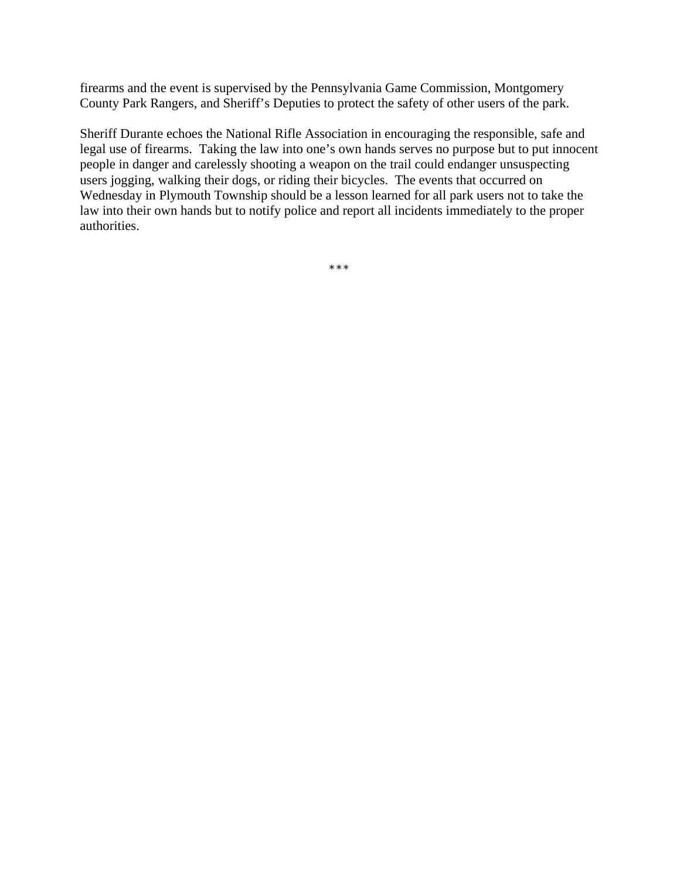firearms and the event is supervised by the Pennsylvania Game Commission, Montgomery County Park Rangers, and Sheriff's Deputies to protect the safety of other users of the park.

Sheriff Durante echoes the National Rifle Association in encouraging the responsible, safe and legal use of firearms. Taking the law into one's own hands serves no purpose but to put innocent people in danger and carelessly shooting a weapon on the trail could endanger unsuspecting users jogging, walking their dogs, or riding their bicycles. The events that occurred on Wednesday in Plymouth Township should be a lesson learned for all park users not to take the law into their own hands but to notify police and report all incidents immediately to the proper authorities.

***